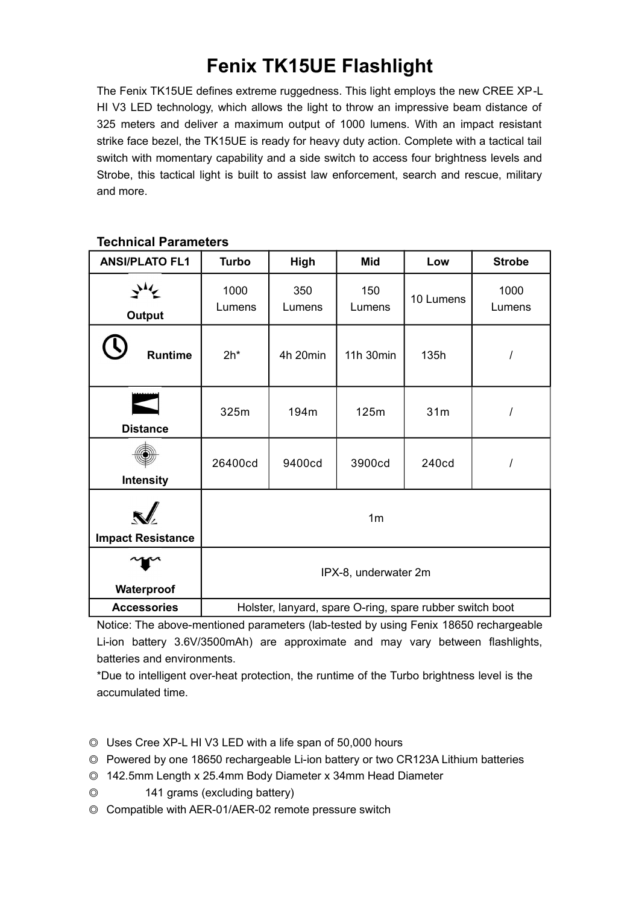# Fenix TK15UE Flashlight

The Fenix TK15UE defines extreme ruggedness. This light employs the new CREE XP-L HI V3 LED technology, which allows the light to throw an impressive beam distance of 325 meters and deliver a maximum output of 1000 lumens. With an impact resistant strike face bezel, the TK15UE is ready for heavy duty action. Complete with a tactical tail switch with momentary capability and a side switch to access four brightness levels and Strobe, this tactical light is built to assist law enforcement, search and rescue, military and more.

### Technical Parameters

| ANSI/PLATO FL1 | Turbo | High | Mid | Low | Strobe |
|---|---|---|---|---|---|
| Output | 1000 Lumens | 350 Lumens | 150 Lumens | 10 Lumens | 1000 Lumens |
| Runtime | 2h* | 4h 20min | 11h 30min | 135h | / |
| Distance | 325m | 194m | 125m | 31m | / |
| Intensity | 26400cd | 9400cd | 3900cd | 240cd | / |
| Impact Resistance | 1m | | | | |
| Waterproof | IPX-8, underwater 2m | | | | |
| Accessories | Holster, lanyard, spare O-ring, spare rubber switch boot | | | | |

Notice: The above-mentioned parameters (lab-tested by using Fenix 18650 rechargeable Li-ion battery 3.6V/3500mAh) are approximate and may vary between flashlights, batteries and environments.

*Due to intelligent over-heat protection, the runtime of the Turbo brightness level is the accumulated time.

◎ Uses Cree XP-L HI V3 LED with a life span of 50,000 hours

◎ Powered by one 18650 rechargeable Li-ion battery or two CR123A Lithium batteries

◎ 142.5mm Length x 25.4mm Body Diameter x 34mm Head Diameter

◎ 141 grams (excluding battery)

◎ Compatible with AER-01/AER-02 remote pressure switch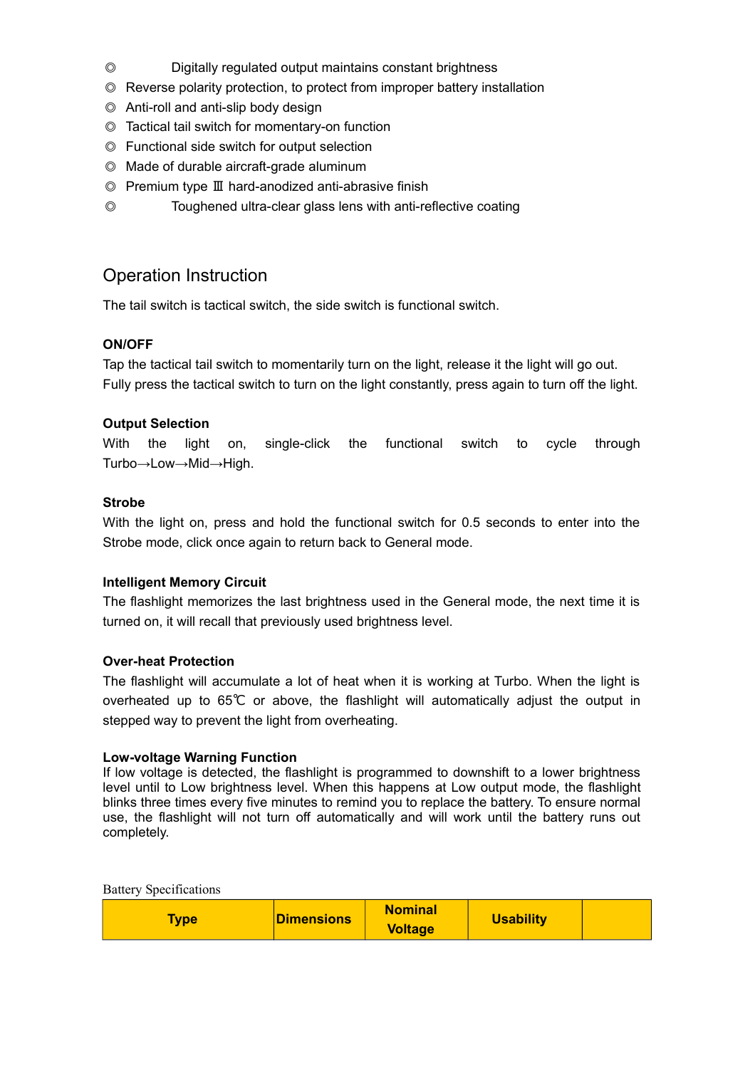- ◎ Digitally regulated output maintains constant brightness
- ◎ Reverse polarity protection, to protect from improper battery installation
- ◎ Anti-roll and anti-slip body design
- ◎ Tactical tail switch for momentary-on function
- ◎ Functional side switch for output selection
- ◎ Made of durable aircraft-grade aluminum
- ◎ Premium type Ⅲ hard-anodized anti-abrasive finish
- ◎ Toughened ultra-clear glass lens with anti-reflective coating

## Operation Instruction

The tail switch is tactical switch, the side switch is functional switch.

**ON/OFF**

Tap the tactical tail switch to momentarily turn on the light, release it the light will go out. Fully press the tactical switch to turn on the light constantly, press again to turn off the light.

**Output Selection**

With the light on, single-click the functional switch to cycle through Turbo→Low→Mid→High.

**Strobe**

With the light on, press and hold the functional switch for 0.5 seconds to enter into the Strobe mode, click once again to return back to General mode.

**Intelligent Memory Circuit**

The flashlight memorizes the last brightness used in the General mode, the next time it is turned on, it will recall that previously used brightness level.

**Over-heat Protection**

The flashlight will accumulate a lot of heat when it is working at Turbo. When the light is overheated up to 65℃ or above, the flashlight will automatically adjust the output in stepped way to prevent the light from overheating.

**Low-voltage Warning Function**

If low voltage is detected, the flashlight is programmed to downshift to a lower brightness level until to Low brightness level. When this happens at Low output mode, the flashlight blinks three times every five minutes to remind you to replace the battery. To ensure normal use, the flashlight will not turn off automatically and will work until the battery runs out completely.

Battery Specifications

| Type | Dimensions | Nominal Voltage | Usability | |
|---|---|---|---|---|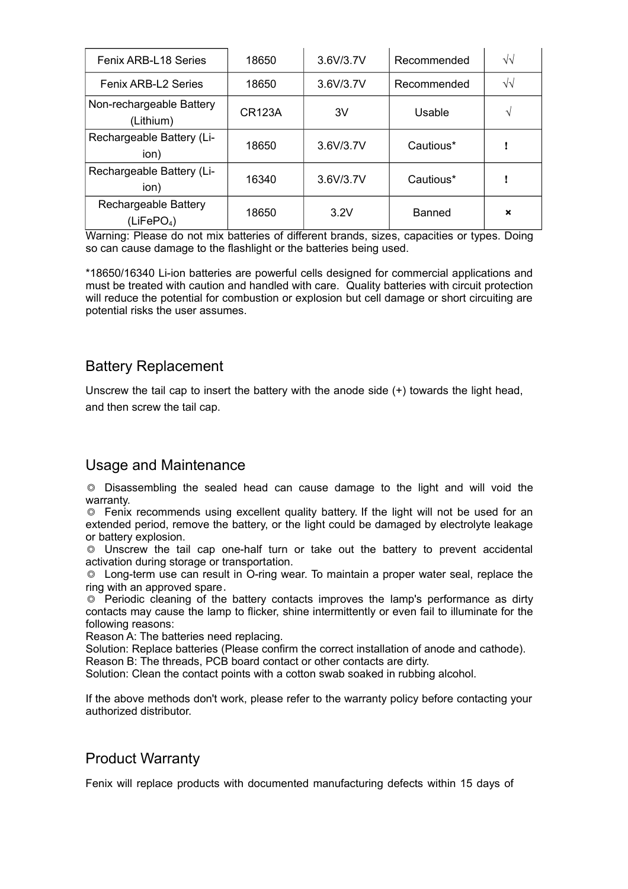| Fenix ARB-L18 Series | 18650 | 3.6V/3.7V | Recommended | √√ |
| --- | --- | --- | --- | --- |
| Fenix ARB-L2 Series | 18650 | 3.6V/3.7V | Recommended | √√ |
| Non-rechargeable Battery (Lithium) | CR123A | 3V | Usable | √ |
| Rechargeable Battery (Li-ion) | 18650 | 3.6V/3.7V | Cautious* | ! |
| Rechargeable Battery (Li-ion) | 16340 | 3.6V/3.7V | Cautious* | ! |
| Rechargeable Battery ($LiFePO_4$) | 18650 | 3.2V | Banned | × |

Warning: Please do not mix batteries of different brands, sizes, capacities or types. Doing so can cause damage to the flashlight or the batteries being used.

*18650/16340 Li-ion batteries are powerful cells designed for commercial applications and must be treated with caution and handled with care. Quality batteries with circuit protection will reduce the potential for combustion or explosion but cell damage or short circuiting are potential risks the user assumes.

## Battery Replacement

Unscrew the tail cap to insert the battery with the anode side (+) towards the light head, and then screw the tail cap.

## Usage and Maintenance

◎ Disassembling the sealed head can cause damage to the light and will void the warranty.
◎ Fenix recommends using excellent quality battery. If the light will not be used for an extended period, remove the battery, or the light could be damaged by electrolyte leakage or battery explosion.
◎ Unscrew the tail cap one-half turn or take out the battery to prevent accidental activation during storage or transportation.
◎ Long-term use can result in O-ring wear. To maintain a proper water seal, replace the ring with an approved spare.
◎ Periodic cleaning of the battery contacts improves the lamp's performance as dirty contacts may cause the lamp to flicker, shine intermittently or even fail to illuminate for the following reasons:
Reason A: The batteries need replacing.
Solution: Replace batteries (Please confirm the correct installation of anode and cathode).
Reason B: The threads, PCB board contact or other contacts are dirty.
Solution: Clean the contact points with a cotton swab soaked in rubbing alcohol.

If the above methods don't work, please refer to the warranty policy before contacting your authorized distributor.

## Product Warranty

Fenix will replace products with documented manufacturing defects within 15 days of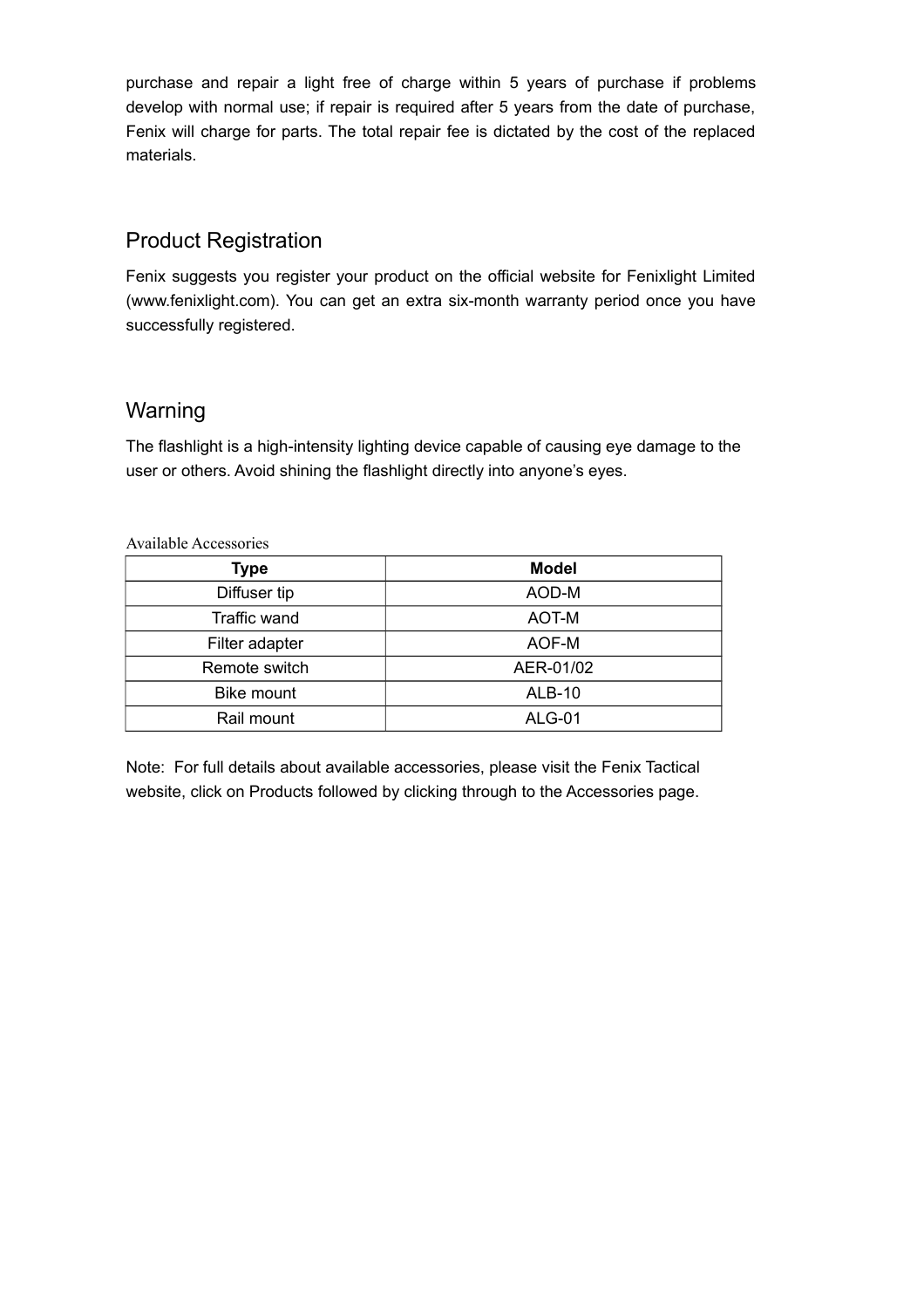purchase and repair a light free of charge within 5 years of purchase if problems develop with normal use; if repair is required after 5 years from the date of purchase, Fenix will charge for parts. The total repair fee is dictated by the cost of the replaced materials.

## Product Registration

Fenix suggests you register your product on the official website for Fenixlight Limited (www.fenixlight.com). You can get an extra six-month warranty period once you have successfully registered.

## Warning

The flashlight is a high-intensity lighting device capable of causing eye damage to the user or others. Avoid shining the flashlight directly into anyone's eyes.

Available Accessories

| Type | Model |
|---|---|
| Diffuser tip | AOD-M |
| Traffic wand | AOT-M |
| Filter adapter | AOF-M |
| Remote switch | AER-01/02 |
| Bike mount | ALB-10 |
| Rail mount | ALG-01 |

Note: For full details about available accessories, please visit the Fenix Tactical website, click on Products followed by clicking through to the Accessories page.